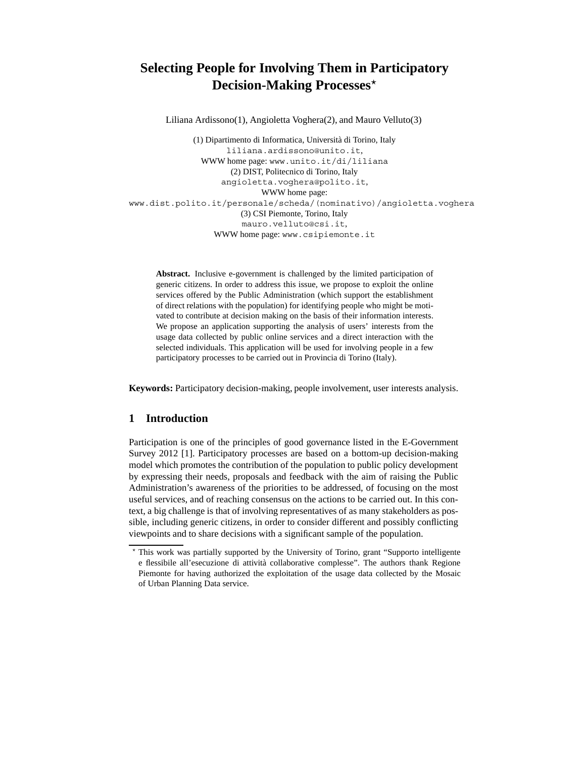# Selecting People for Involving Them in Participatory Decision-Making Processes*

Liliana Ardissono(1), Angioletta Voghera(2), and Mauro Velluto(3)

(1) Dipartimento di Informatica, Università di Torino, Italy
liliana.ardissono@unito.it,
WWW home page: www.unito.it/di/liliana
(2) DIST, Politecnico di Torino, Italy
angioletta.voghera@polito.it,
WWW home page:
www.dist.polito.it/personale/scheda/(nominativo)/angioletta.voghera
(3) CSI Piemonte, Torino, Italy
mauro.velluto@csi.it,
WWW home page: www.csipiemonte.it

**Abstract.** Inclusive e-government is challenged by the limited participation of generic citizens. In order to address this issue, we propose to exploit the online services offered by the Public Administration (which support the establishment of direct relations with the population) for identifying people who might be motivated to contribute at decision making on the basis of their information interests. We propose an application supporting the analysis of users' interests from the usage data collected by public online services and a direct interaction with the selected individuals. This application will be used for involving people in a few participatory processes to be carried out in Provincia di Torino (Italy).

**Keywords:** Participatory decision-making, people involvement, user interests analysis.

## 1 Introduction

Participation is one of the principles of good governance listed in the E-Government Survey 2012 [1]. Participatory processes are based on a bottom-up decision-making model which promotes the contribution of the population to public policy development by expressing their needs, proposals and feedback with the aim of raising the Public Administration's awareness of the priorities to be addressed, of focusing on the most useful services, and of reaching consensus on the actions to be carried out. In this context, a big challenge is that of involving representatives of as many stakeholders as possible, including generic citizens, in order to consider different and possibly conflicting viewpoints and to share decisions with a significant sample of the population.

* This work was partially supported by the University of Torino, grant "Supporto intelligente e flessibile all'esecuzione di attività collaborative complesse". The authors thank Regione Piemonte for having authorized the exploitation of the usage data collected by the Mosaic of Urban Planning Data service.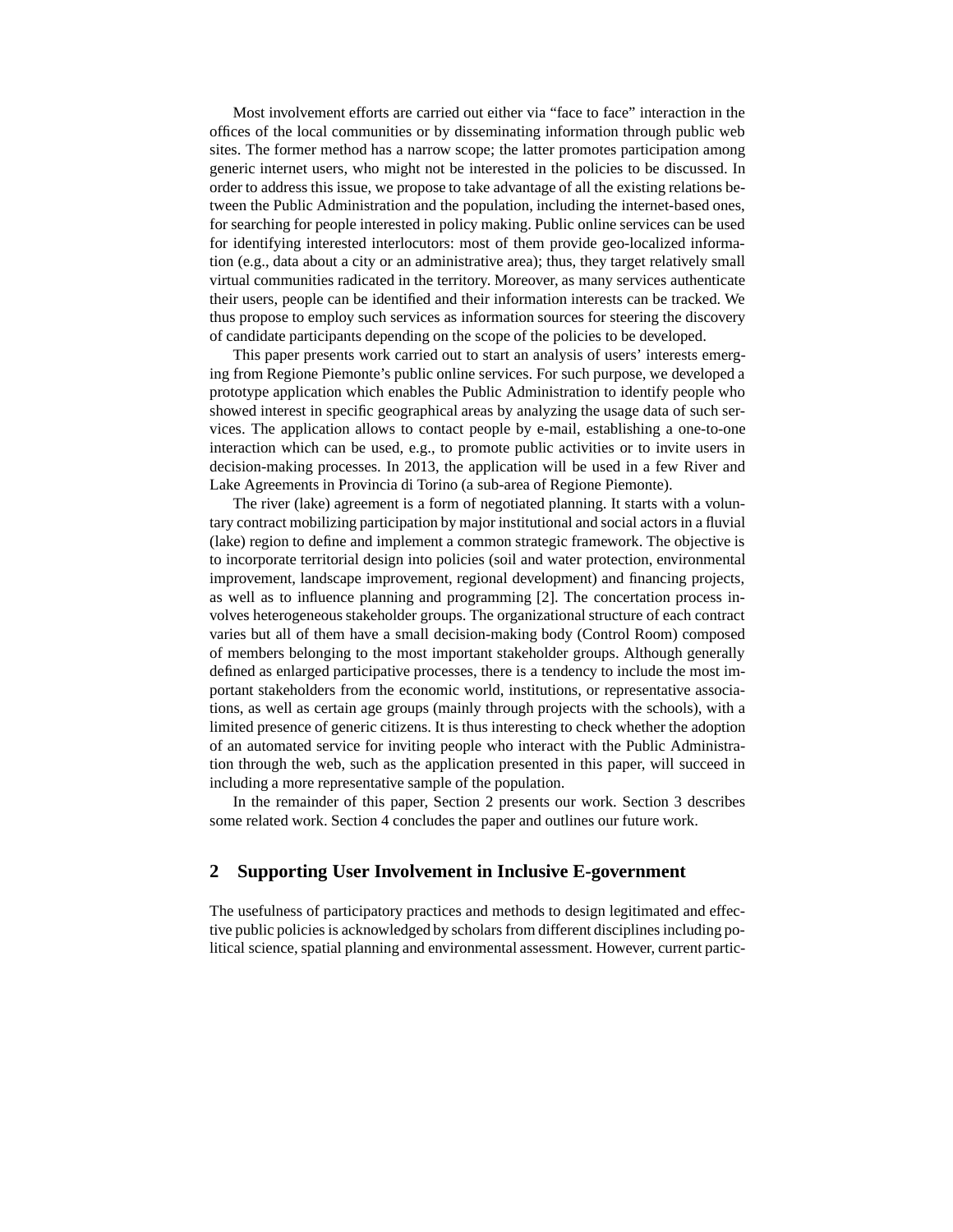Most involvement efforts are carried out either via "face to face" interaction in the offices of the local communities or by disseminating information through public web sites. The former method has a narrow scope; the latter promotes participation among generic internet users, who might not be interested in the policies to be discussed. In order to address this issue, we propose to take advantage of all the existing relations between the Public Administration and the population, including the internet-based ones, for searching for people interested in policy making. Public online services can be used for identifying interested interlocutors: most of them provide geo-localized information (e.g., data about a city or an administrative area); thus, they target relatively small virtual communities radicated in the territory. Moreover, as many services authenticate their users, people can be identified and their information interests can be tracked. We thus propose to employ such services as information sources for steering the discovery of candidate participants depending on the scope of the policies to be developed.

This paper presents work carried out to start an analysis of users' interests emerging from Regione Piemonte's public online services. For such purpose, we developed a prototype application which enables the Public Administration to identify people who showed interest in specific geographical areas by analyzing the usage data of such services. The application allows to contact people by e-mail, establishing a one-to-one interaction which can be used, e.g., to promote public activities or to invite users in decision-making processes. In 2013, the application will be used in a few River and Lake Agreements in Provincia di Torino (a sub-area of Regione Piemonte).

The river (lake) agreement is a form of negotiated planning. It starts with a voluntary contract mobilizing participation by major institutional and social actors in a fluvial (lake) region to define and implement a common strategic framework. The objective is to incorporate territorial design into policies (soil and water protection, environmental improvement, landscape improvement, regional development) and financing projects, as well as to influence planning and programming [2]. The concertation process involves heterogeneous stakeholder groups. The organizational structure of each contract varies but all of them have a small decision-making body (Control Room) composed of members belonging to the most important stakeholder groups. Although generally defined as enlarged participative processes, there is a tendency to include the most important stakeholders from the economic world, institutions, or representative associations, as well as certain age groups (mainly through projects with the schools), with a limited presence of generic citizens. It is thus interesting to check whether the adoption of an automated service for inviting people who interact with the Public Administration through the web, such as the application presented in this paper, will succeed in including a more representative sample of the population.

In the remainder of this paper, Section 2 presents our work. Section 3 describes some related work. Section 4 concludes the paper and outlines our future work.

## 2 Supporting User Involvement in Inclusive E-government

The usefulness of participatory practices and methods to design legitimated and effective public policies is acknowledged by scholars from different disciplines including political science, spatial planning and environmental assessment. However, current partic-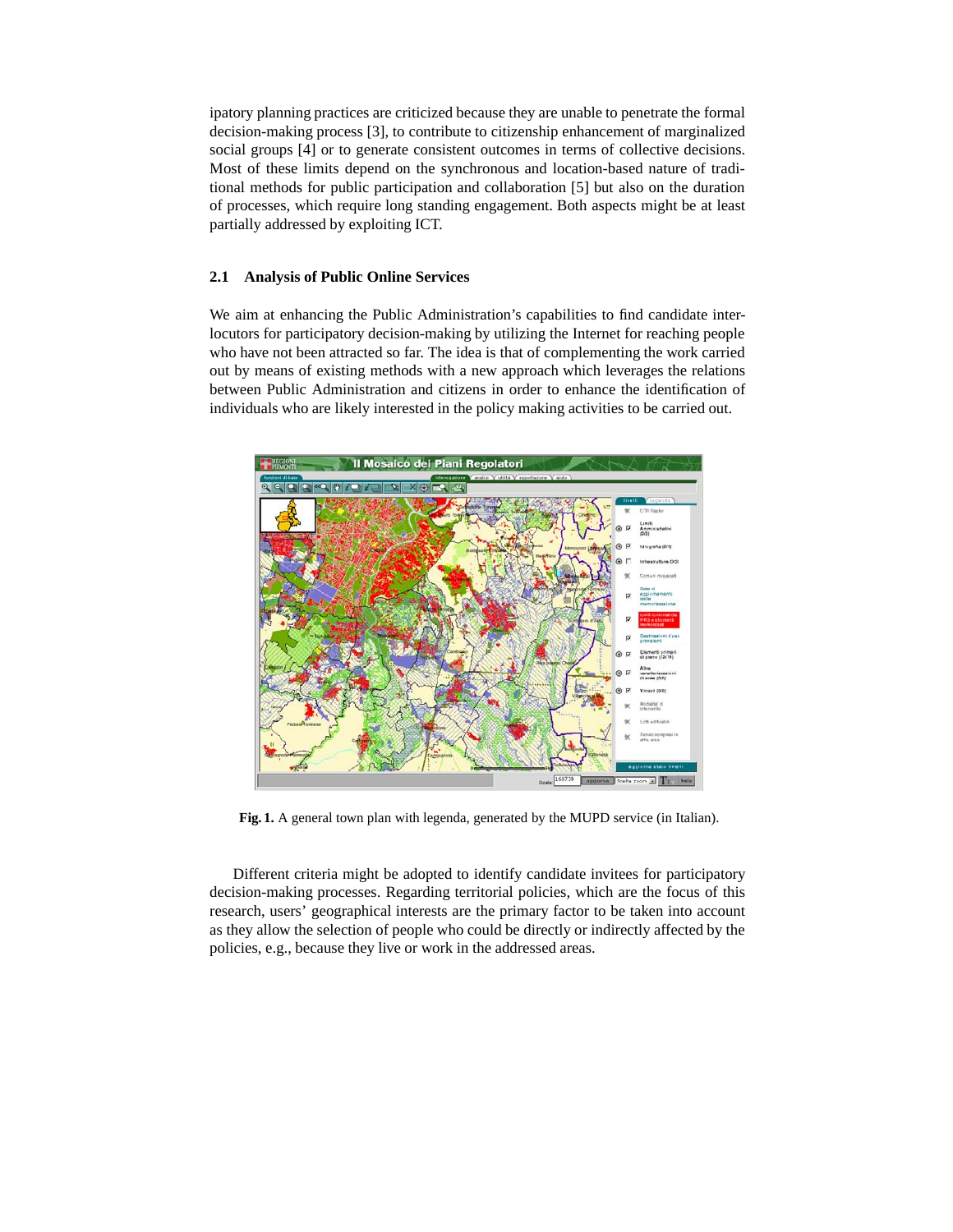ipatory planning practices are criticized because they are unable to penetrate the formal decision-making process [3], to contribute to citizenship enhancement of marginalized social groups [4] or to generate consistent outcomes in terms of collective decisions. Most of these limits depend on the synchronous and location-based nature of traditional methods for public participation and collaboration [5] but also on the duration of processes, which require long standing engagement. Both aspects might be at least partially addressed by exploiting ICT.

### 2.1 Analysis of Public Online Services

We aim at enhancing the Public Administration's capabilities to find candidate interlocutors for participatory decision-making by utilizing the Internet for reaching people who have not been attracted so far. The idea is that of complementing the work carried out by means of existing methods with a new approach which leverages the relations between Public Administration and citizens in order to enhance the identification of individuals who are likely interested in the policy making activities to be carried out.

**Fig. 1.** A general town plan with legenda, generated by the MUPD service (in Italian).

Different criteria might be adopted to identify candidate invitees for participatory decision-making processes. Regarding territorial policies, which are the focus of this research, users' geographical interests are the primary factor to be taken into account as they allow the selection of people who could be directly or indirectly affected by the policies, e.g., because they live or work in the addressed areas.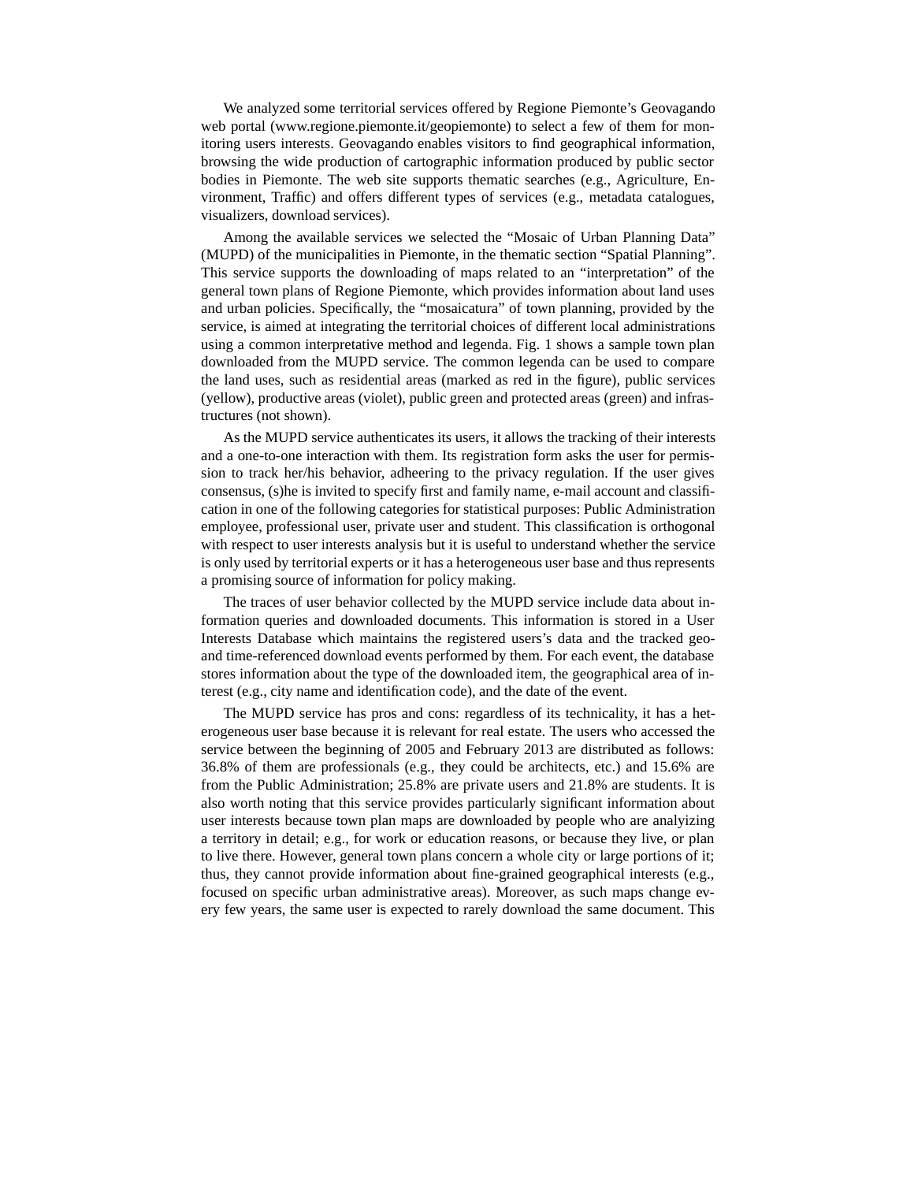We analyzed some territorial services offered by Regione Piemonte's Geovagando web portal (www.regione.piemonte.it/geopiemonte) to select a few of them for monitoring users interests. Geovagando enables visitors to find geographical information, browsing the wide production of cartographic information produced by public sector bodies in Piemonte. The web site supports thematic searches (e.g., Agriculture, Environment, Traffic) and offers different types of services (e.g., metadata catalogues, visualizers, download services).

Among the available services we selected the "Mosaic of Urban Planning Data" (MUPD) of the municipalities in Piemonte, in the thematic section "Spatial Planning". This service supports the downloading of maps related to an "interpretation" of the general town plans of Regione Piemonte, which provides information about land uses and urban policies. Specifically, the "mosaicatura" of town planning, provided by the service, is aimed at integrating the territorial choices of different local administrations using a common interpretative method and legenda. Fig. 1 shows a sample town plan downloaded from the MUPD service. The common legenda can be used to compare the land uses, such as residential areas (marked as red in the figure), public services (yellow), productive areas (violet), public green and protected areas (green) and infrastructures (not shown).

As the MUPD service authenticates its users, it allows the tracking of their interests and a one-to-one interaction with them. Its registration form asks the user for permission to track her/his behavior, adheering to the privacy regulation. If the user gives consensus, (s)he is invited to specify first and family name, e-mail account and classification in one of the following categories for statistical purposes: Public Administration employee, professional user, private user and student. This classification is orthogonal with respect to user interests analysis but it is useful to understand whether the service is only used by territorial experts or it has a heterogeneous user base and thus represents a promising source of information for policy making.

The traces of user behavior collected by the MUPD service include data about information queries and downloaded documents. This information is stored in a User Interests Database which maintains the registered users's data and the tracked geo- and time-referenced download events performed by them. For each event, the database stores information about the type of the downloaded item, the geographical area of interest (e.g., city name and identification code), and the date of the event.

The MUPD service has pros and cons: regardless of its technicality, it has a heterogeneous user base because it is relevant for real estate. The users who accessed the service between the beginning of 2005 and February 2013 are distributed as follows: 36.8% of them are professionals (e.g., they could be architects, etc.) and 15.6% are from the Public Administration; 25.8% are private users and 21.8% are students. It is also worth noting that this service provides particularly significant information about user interests because town plan maps are downloaded by people who are analyizing a territory in detail; e.g., for work or education reasons, or because they live, or plan to live there. However, general town plans concern a whole city or large portions of it; thus, they cannot provide information about fine-grained geographical interests (e.g., focused on specific urban administrative areas). Moreover, as such maps change every few years, the same user is expected to rarely download the same document. This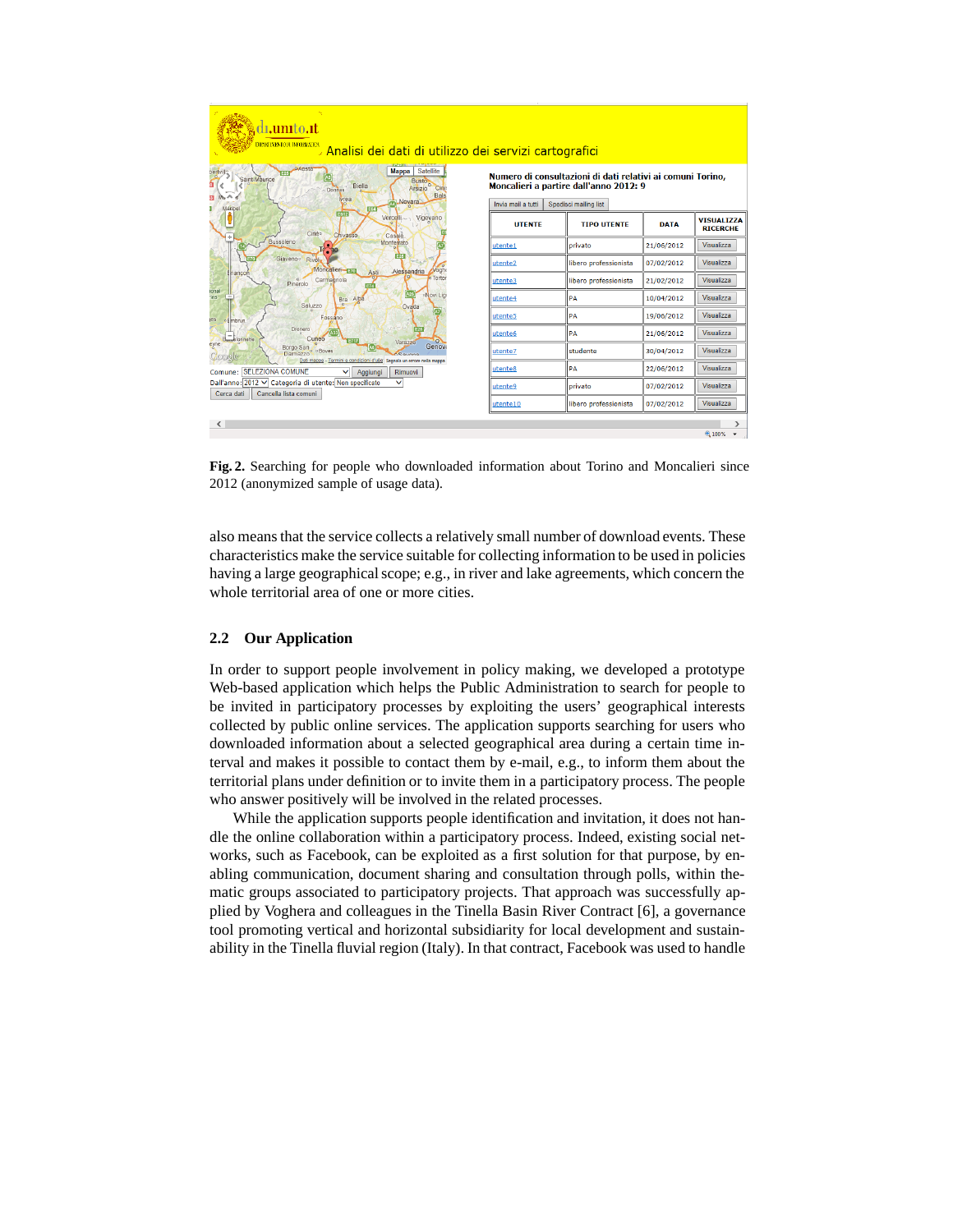**Fig. 2.** Searching for people who downloaded information about Torino and Moncalieri since 2012 (anonymized sample of usage data).

also means that the service collects a relatively small number of download events. These characteristics make the service suitable for collecting information to be used in policies having a large geographical scope; e.g., in river and lake agreements, which concern the whole territorial area of one or more cities.

## 2.2 Our Application

In order to support people involvement in policy making, we developed a prototype Web-based application which helps the Public Administration to search for people to be invited in participatory processes by exploiting the users' geographical interests collected by public online services. The application supports searching for users who downloaded information about a selected geographical area during a certain time interval and makes it possible to contact them by e-mail, e.g., to inform them about the territorial plans under definition or to invite them in a participatory process. The people who answer positively will be involved in the related processes.

While the application supports people identification and invitation, it does not handle the online collaboration within a participatory process. Indeed, existing social networks, such as Facebook, can be exploited as a first solution for that purpose, by enabling communication, document sharing and consultation through polls, within thematic groups associated to participatory projects. That approach was successfully applied by Voghera and colleagues in the Tinella Basin River Contract [6], a governance tool promoting vertical and horizontal subsidiarity for local development and sustainability in the Tinella fluvial region (Italy). In that contract, Facebook was used to handle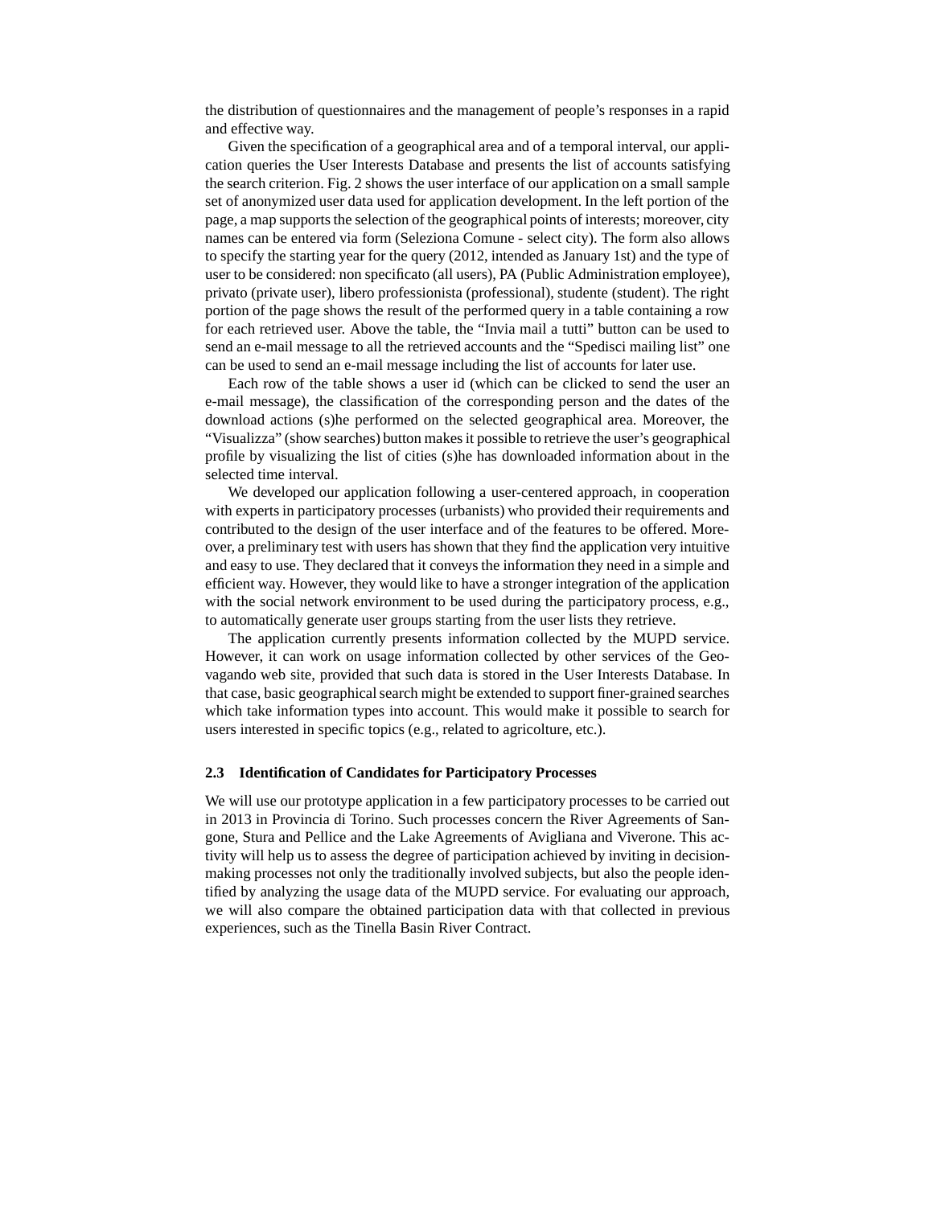the distribution of questionnaires and the management of people's responses in a rapid and effective way.

Given the specification of a geographical area and of a temporal interval, our application queries the User Interests Database and presents the list of accounts satisfying the search criterion. Fig. 2 shows the user interface of our application on a small sample set of anonymized user data used for application development. In the left portion of the page, a map supports the selection of the geographical points of interests; moreover, city names can be entered via form (Seleziona Comune - select city). The form also allows to specify the starting year for the query (2012, intended as January 1st) and the type of user to be considered: non specificato (all users), PA (Public Administration employee), privato (private user), libero professionista (professional), studente (student). The right portion of the page shows the result of the performed query in a table containing a row for each retrieved user. Above the table, the "Invia mail a tutti" button can be used to send an e-mail message to all the retrieved accounts and the "Spedisci mailing list" one can be used to send an e-mail message including the list of accounts for later use.

Each row of the table shows a user id (which can be clicked to send the user an e-mail message), the classification of the corresponding person and the dates of the download actions (s)he performed on the selected geographical area. Moreover, the "Visualizza" (show searches) button makes it possible to retrieve the user's geographical profile by visualizing the list of cities (s)he has downloaded information about in the selected time interval.

We developed our application following a user-centered approach, in cooperation with experts in participatory processes (urbanists) who provided their requirements and contributed to the design of the user interface and of the features to be offered. Moreover, a preliminary test with users has shown that they find the application very intuitive and easy to use. They declared that it conveys the information they need in a simple and efficient way. However, they would like to have a stronger integration of the application with the social network environment to be used during the participatory process, e.g., to automatically generate user groups starting from the user lists they retrieve.

The application currently presents information collected by the MUPD service. However, it can work on usage information collected by other services of the Geovagando web site, provided that such data is stored in the User Interests Database. In that case, basic geographical search might be extended to support finer-grained searches which take information types into account. This would make it possible to search for users interested in specific topics (e.g., related to agricolture, etc.).

### 2.3 Identification of Candidates for Participatory Processes

We will use our prototype application in a few participatory processes to be carried out in 2013 in Provincia di Torino. Such processes concern the River Agreements of Sangone, Stura and Pellice and the Lake Agreements of Avigliana and Viverone. This activity will help us to assess the degree of participation achieved by inviting in decision-making processes not only the traditionally involved subjects, but also the people identified by analyzing the usage data of the MUPD service. For evaluating our approach, we will also compare the obtained participation data with that collected in previous experiences, such as the Tinella Basin River Contract.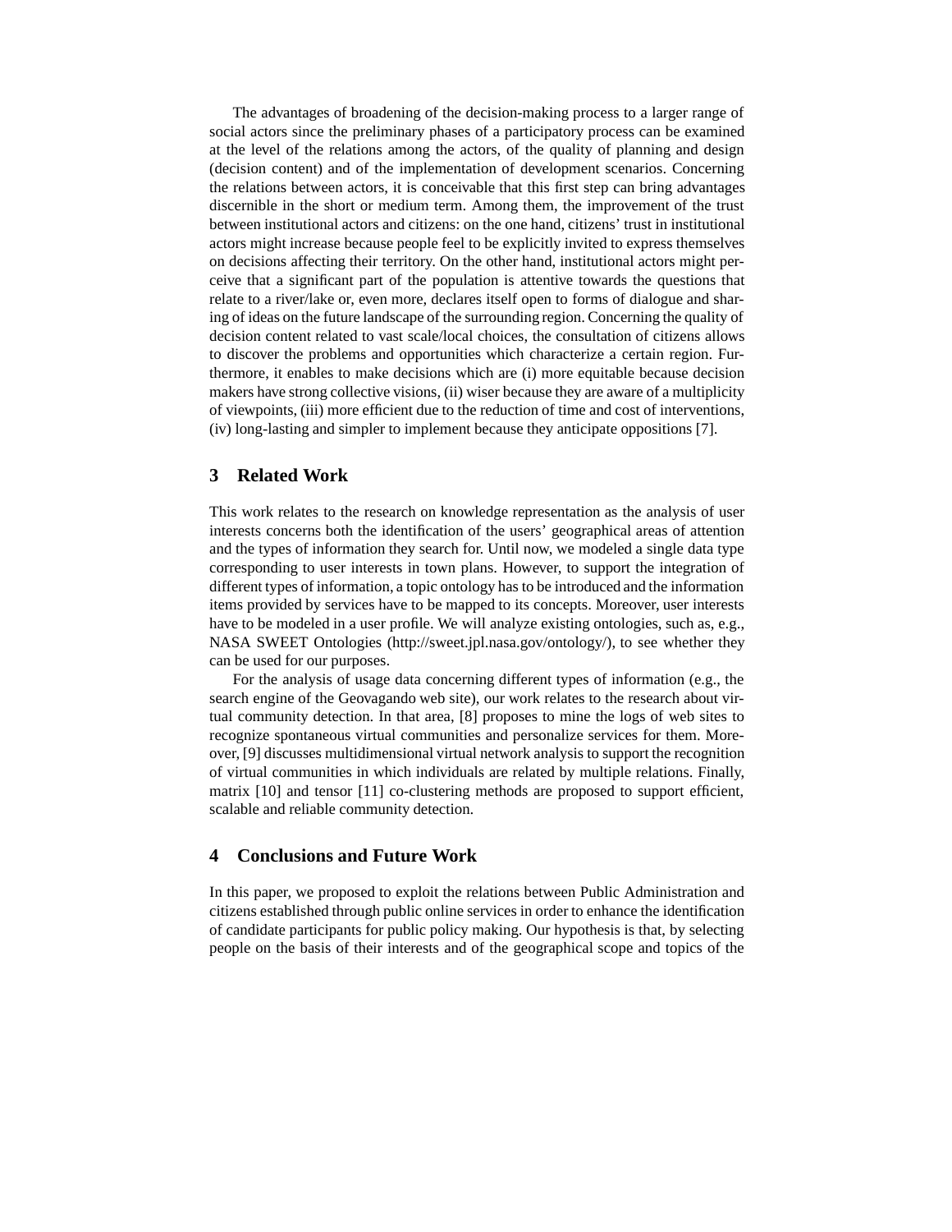The advantages of broadening of the decision-making process to a larger range of social actors since the preliminary phases of a participatory process can be examined at the level of the relations among the actors, of the quality of planning and design (decision content) and of the implementation of development scenarios. Concerning the relations between actors, it is conceivable that this first step can bring advantages discernible in the short or medium term. Among them, the improvement of the trust between institutional actors and citizens: on the one hand, citizens' trust in institutional actors might increase because people feel to be explicitly invited to express themselves on decisions affecting their territory. On the other hand, institutional actors might perceive that a significant part of the population is attentive towards the questions that relate to a river/lake or, even more, declares itself open to forms of dialogue and sharing of ideas on the future landscape of the surrounding region. Concerning the quality of decision content related to vast scale/local choices, the consultation of citizens allows to discover the problems and opportunities which characterize a certain region. Furthermore, it enables to make decisions which are (i) more equitable because decision makers have strong collective visions, (ii) wiser because they are aware of a multiplicity of viewpoints, (iii) more efficient due to the reduction of time and cost of interventions, (iv) long-lasting and simpler to implement because they anticipate oppositions [7].

## 3 Related Work

This work relates to the research on knowledge representation as the analysis of user interests concerns both the identification of the users' geographical areas of attention and the types of information they search for. Until now, we modeled a single data type corresponding to user interests in town plans. However, to support the integration of different types of information, a topic ontology has to be introduced and the information items provided by services have to be mapped to its concepts. Moreover, user interests have to be modeled in a user profile. We will analyze existing ontologies, such as, e.g., NASA SWEET Ontologies (http://sweet.jpl.nasa.gov/ontology/), to see whether they can be used for our purposes.

For the analysis of usage data concerning different types of information (e.g., the search engine of the Geovagando web site), our work relates to the research about virtual community detection. In that area, [8] proposes to mine the logs of web sites to recognize spontaneous virtual communities and personalize services for them. Moreover, [9] discusses multidimensional virtual network analysis to support the recognition of virtual communities in which individuals are related by multiple relations. Finally, matrix [10] and tensor [11] co-clustering methods are proposed to support efficient, scalable and reliable community detection.

## 4 Conclusions and Future Work

In this paper, we proposed to exploit the relations between Public Administration and citizens established through public online services in order to enhance the identification of candidate participants for public policy making. Our hypothesis is that, by selecting people on the basis of their interests and of the geographical scope and topics of the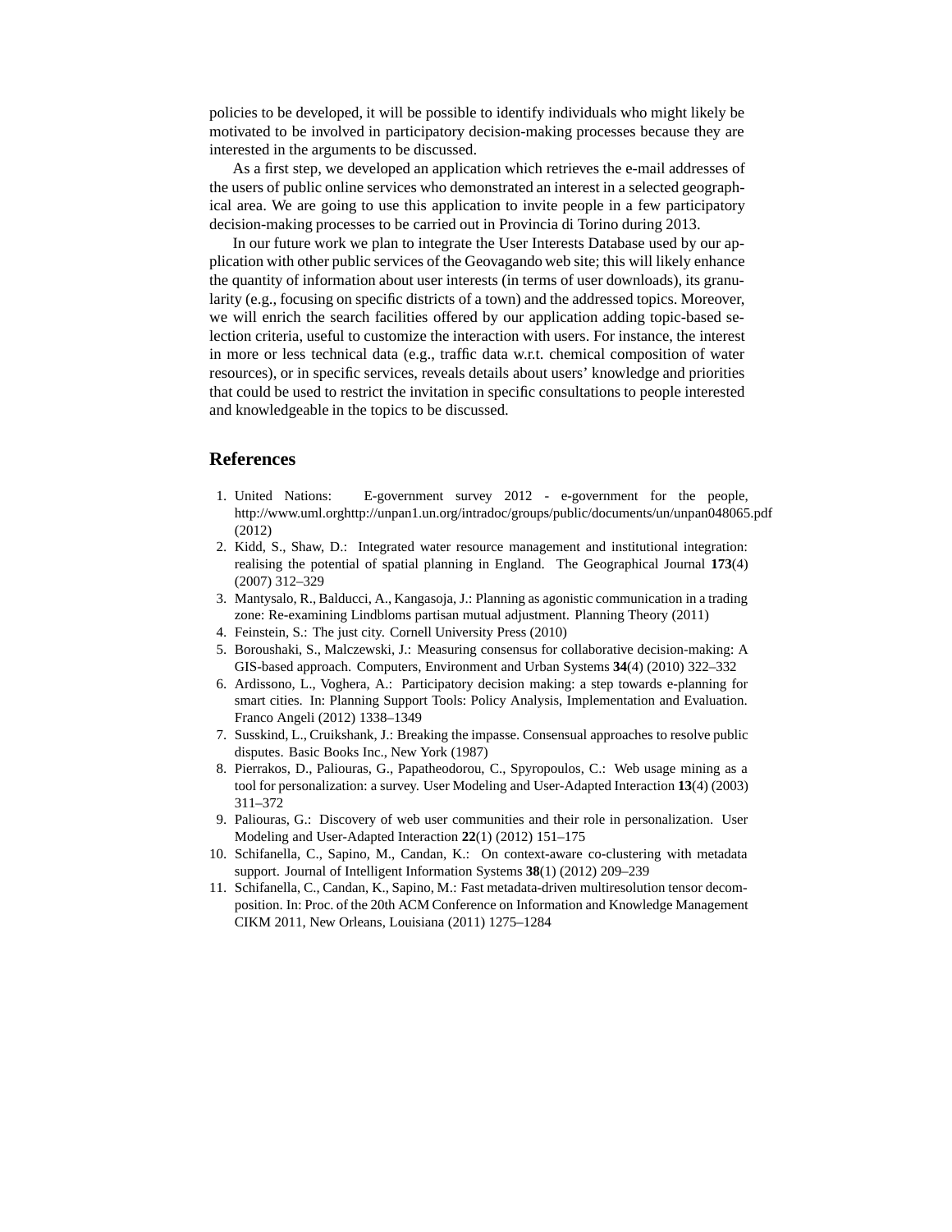policies to be developed, it will be possible to identify individuals who might likely be motivated to be involved in participatory decision-making processes because they are interested in the arguments to be discussed.

As a first step, we developed an application which retrieves the e-mail addresses of the users of public online services who demonstrated an interest in a selected geographical area. We are going to use this application to invite people in a few participatory decision-making processes to be carried out in Provincia di Torino during 2013.

In our future work we plan to integrate the User Interests Database used by our application with other public services of the Geovagando web site; this will likely enhance the quantity of information about user interests (in terms of user downloads), its granularity (e.g., focusing on specific districts of a town) and the addressed topics. Moreover, we will enrich the search facilities offered by our application adding topic-based selection criteria, useful to customize the interaction with users. For instance, the interest in more or less technical data (e.g., traffic data w.r.t. chemical composition of water resources), or in specific services, reveals details about users' knowledge and priorities that could be used to restrict the invitation in specific consultations to people interested and knowledgeable in the topics to be discussed.

## References

1. United Nations: E-government survey 2012 - e-government for the people, http://www.uml.orghttp://unpan1.un.org/intradoc/groups/public/documents/un/unpan048065.pdf (2012)
2. Kidd, S., Shaw, D.: Integrated water resource management and institutional integration: realising the potential of spatial planning in England. The Geographical Journal **173**(4) (2007) 312–329
3. Mantysalo, R., Balducci, A., Kangasoja, J.: Planning as agonistic communication in a trading zone: Re-examining Lindbloms partisan mutual adjustment. Planning Theory (2011)
4. Feinstein, S.: The just city. Cornell University Press (2010)
5. Boroushaki, S., Malczewski, J.: Measuring consensus for collaborative decision-making: A GIS-based approach. Computers, Environment and Urban Systems **34**(4) (2010) 322–332
6. Ardissono, L., Voghera, A.: Participatory decision making: a step towards e-planning for smart cities. In: Planning Support Tools: Policy Analysis, Implementation and Evaluation. Franco Angeli (2012) 1338–1349
7. Susskind, L., Cruikshank, J.: Breaking the impasse. Consensual approaches to resolve public disputes. Basic Books Inc., New York (1987)
8. Pierrakos, D., Paliouras, G., Papatheodorou, C., Spyropoulos, C.: Web usage mining as a tool for personalization: a survey. User Modeling and User-Adapted Interaction **13**(4) (2003) 311–372
9. Paliouras, G.: Discovery of web user communities and their role in personalization. User Modeling and User-Adapted Interaction **22**(1) (2012) 151–175
10. Schifanella, C., Sapino, M., Candan, K.: On context-aware co-clustering with metadata support. Journal of Intelligent Information Systems **38**(1) (2012) 209–239
11. Schifanella, C., Candan, K., Sapino, M.: Fast metadata-driven multiresolution tensor decomposition. In: Proc. of the 20th ACM Conference on Information and Knowledge Management CIKM 2011, New Orleans, Louisiana (2011) 1275–1284